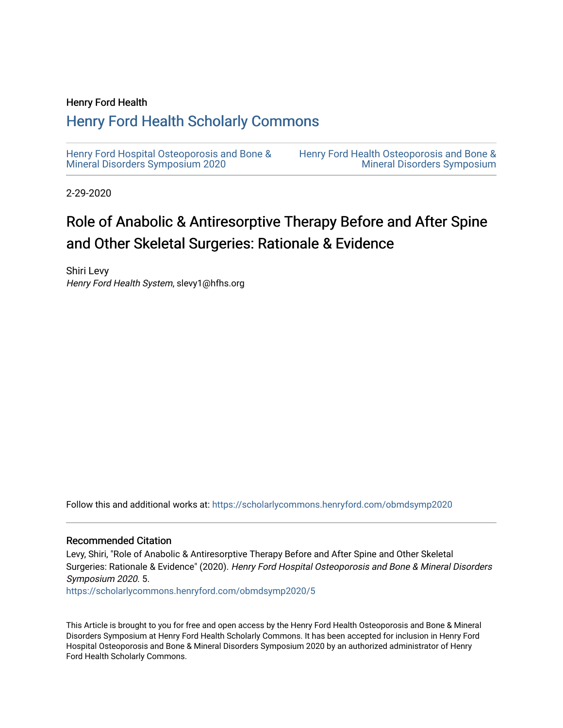Henry Ford Health

# Henry Ford Health Scholarly Commons

Henry Ford Hospital Osteoporosis and Bone & Mineral Disorders Symposium 2020

Henry Ford Health Osteoporosis and Bone & Mineral Disorders Symposium

2-29-2020

# Role of Anabolic & Antiresorptive Therapy Before and After Spine and Other Skeletal Surgeries: Rationale & Evidence

Shiri Levy
*Henry Ford Health System*, slevy1@hfhs.org

Follow this and additional works at: https://scholarlycommons.henryford.com/obmdsymp2020

### Recommended Citation

Levy, Shiri, "Role of Anabolic & Antiresorptive Therapy Before and After Spine and Other Skeletal Surgeries: Rationale & Evidence" (2020). *Henry Ford Hospital Osteoporosis and Bone & Mineral Disorders Symposium 2020*. 5.
https://scholarlycommons.henryford.com/obmdsymp2020/5

This Article is brought to you for free and open access by the Henry Ford Health Osteoporosis and Bone & Mineral Disorders Symposium at Henry Ford Health Scholarly Commons. It has been accepted for inclusion in Henry Ford Hospital Osteoporosis and Bone & Mineral Disorders Symposium 2020 by an authorized administrator of Henry Ford Health Scholarly Commons.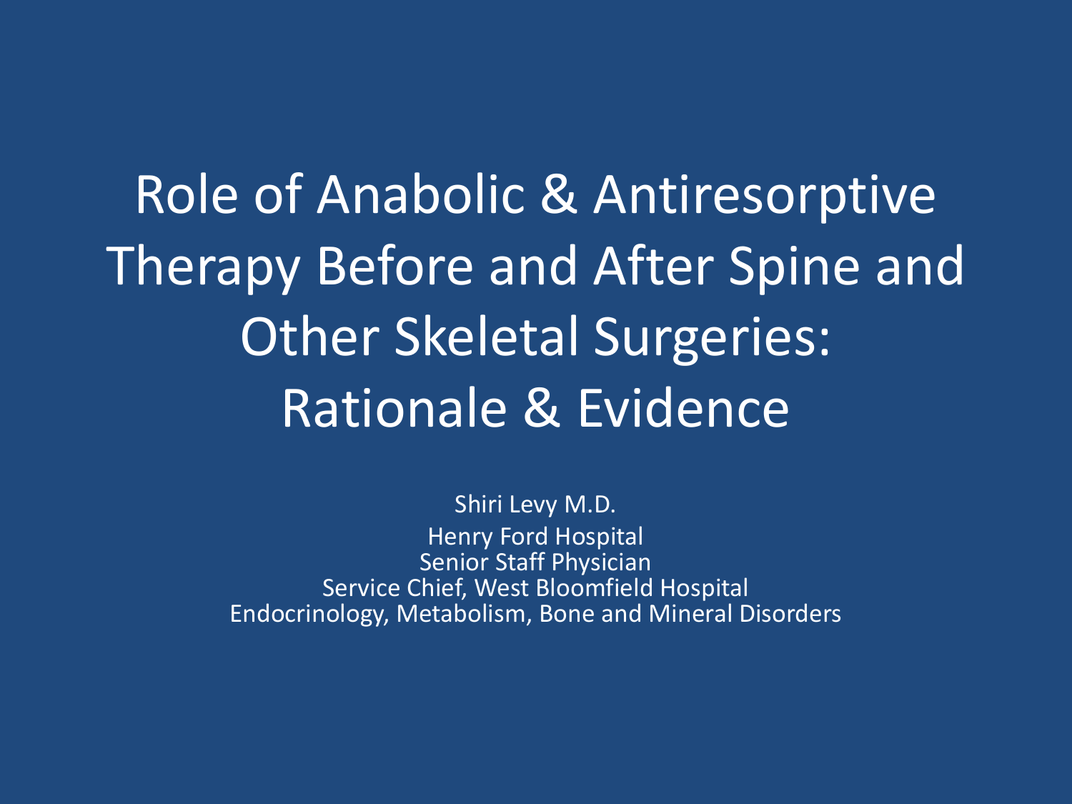# Role of Anabolic & Antiresorptive Therapy Before and After Spine and Other Skeletal Surgeries: Rationale & Evidence

Shiri Levy M.D.

Henry Ford Hospital
Senior Staff Physician
Service Chief, West Bloomfield Hospital
Endocrinology, Metabolism, Bone and Mineral Disorders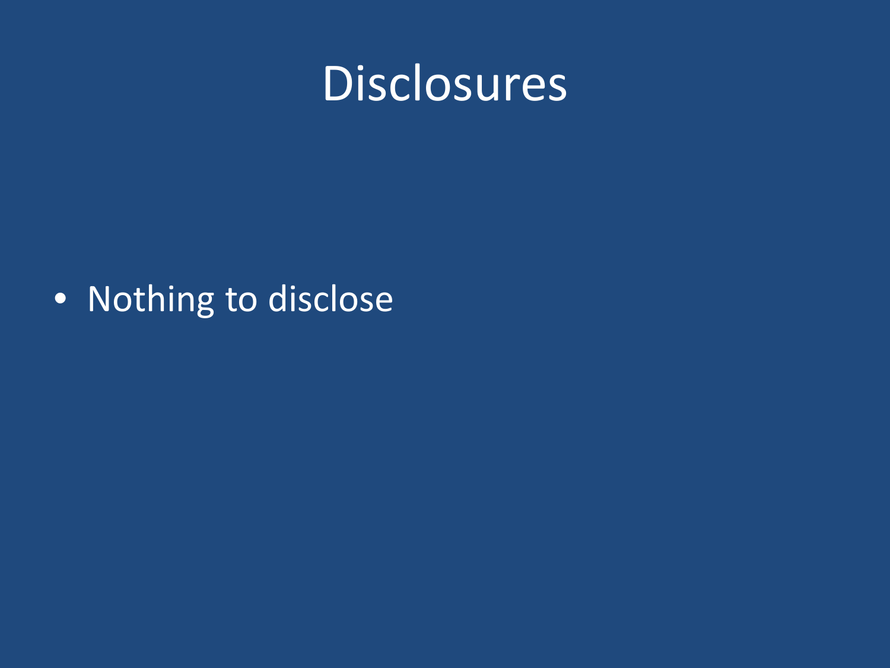# Disclosures

- Nothing to disclose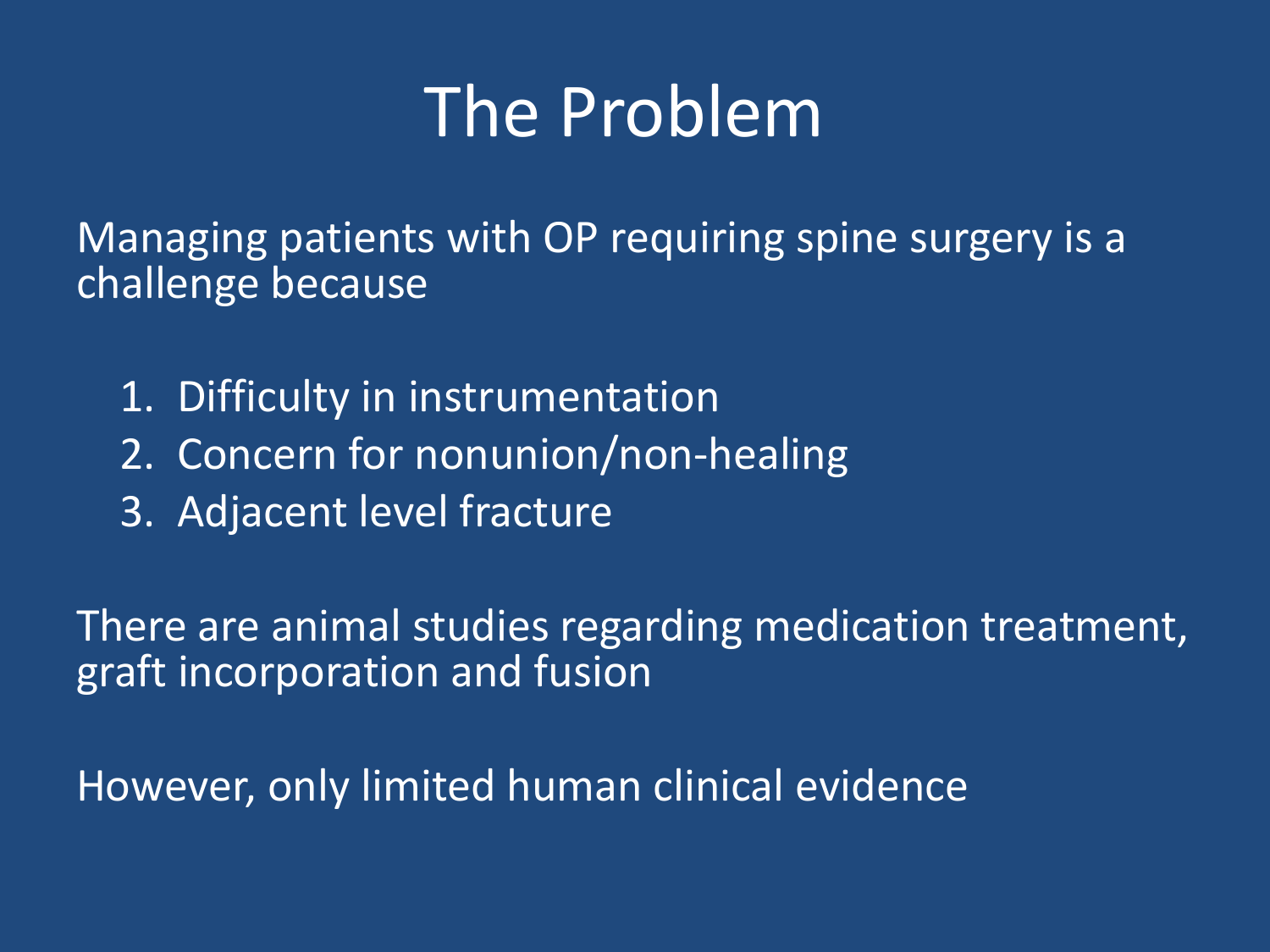# The Problem

Managing patients with OP requiring spine surgery is a challenge because

1. Difficulty in instrumentation
2. Concern for nonunion/non-healing
3. Adjacent level fracture

There are animal studies regarding medication treatment, graft incorporation and fusion

However, only limited human clinical evidence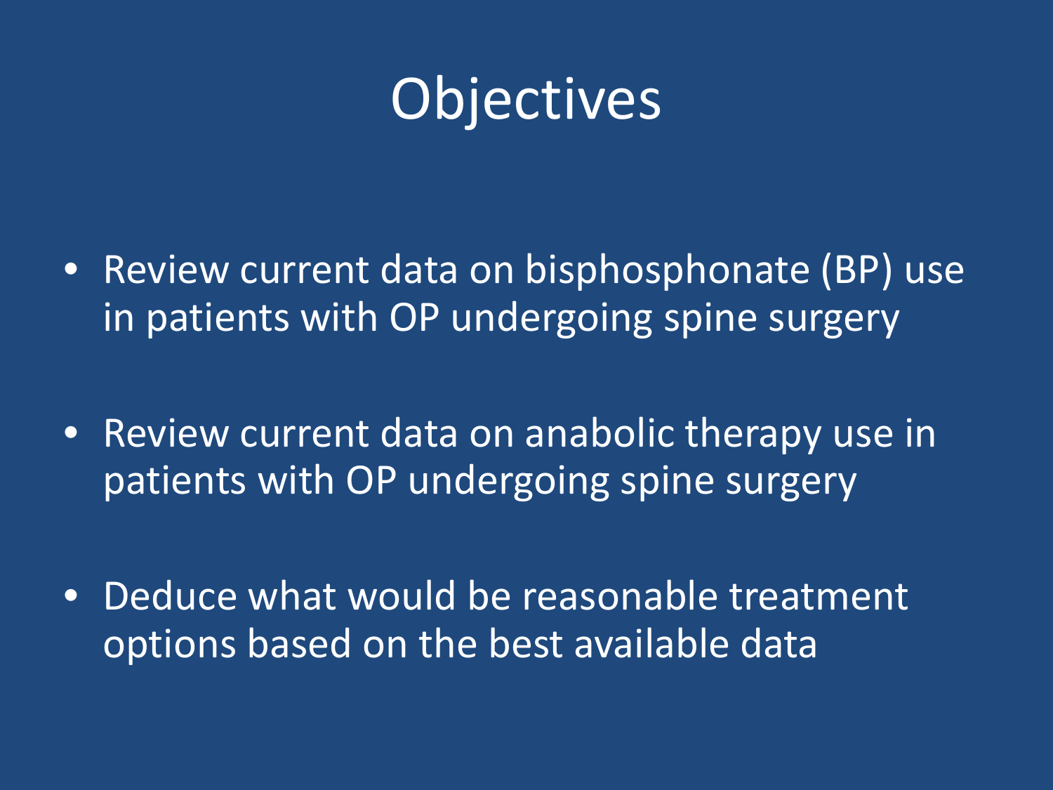# Objectives

- Review current data on bisphosphonate (BP) use in patients with OP undergoing spine surgery
- Review current data on anabolic therapy use in patients with OP undergoing spine surgery
- Deduce what would be reasonable treatment options based on the best available data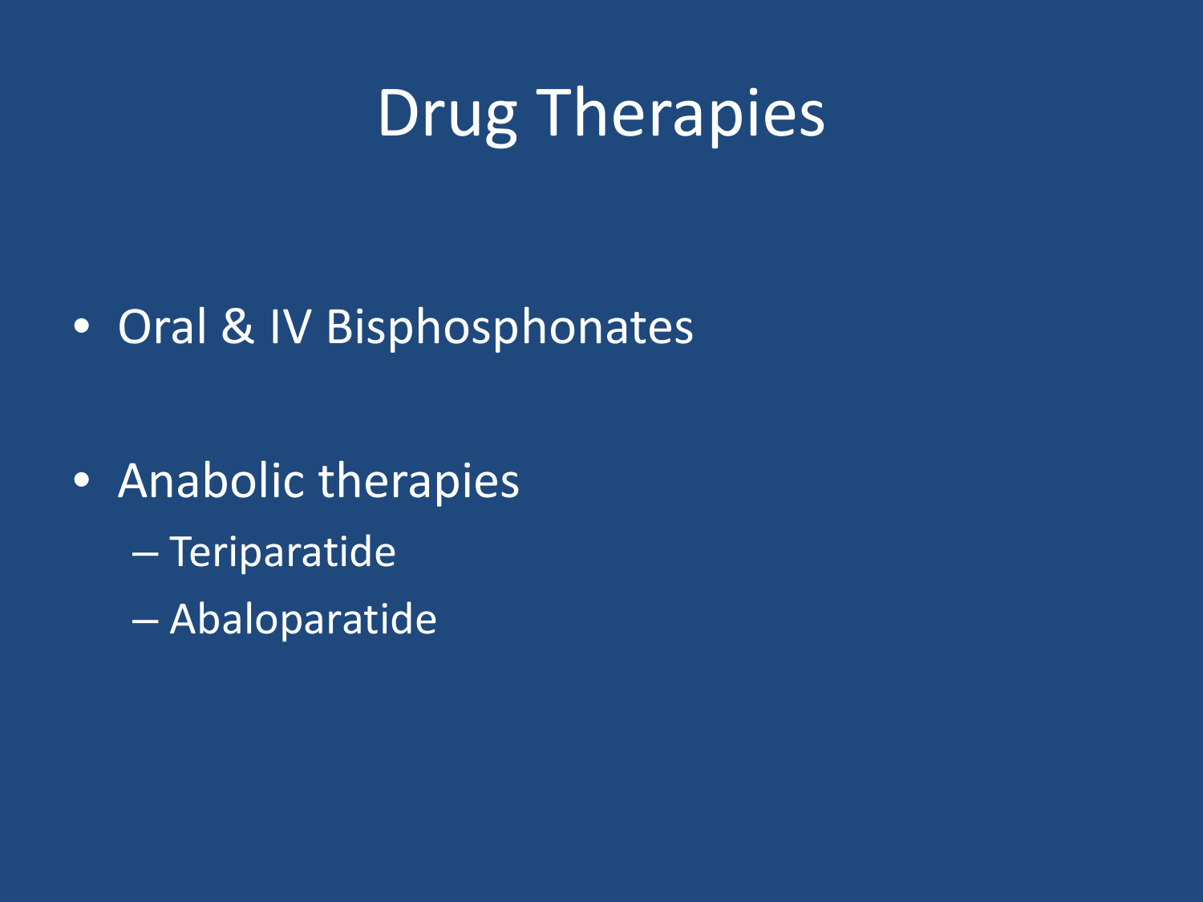# Drug Therapies

- Oral & IV Bisphosphonates
- Anabolic therapies
  - Teriparatide
  - Abaloparatide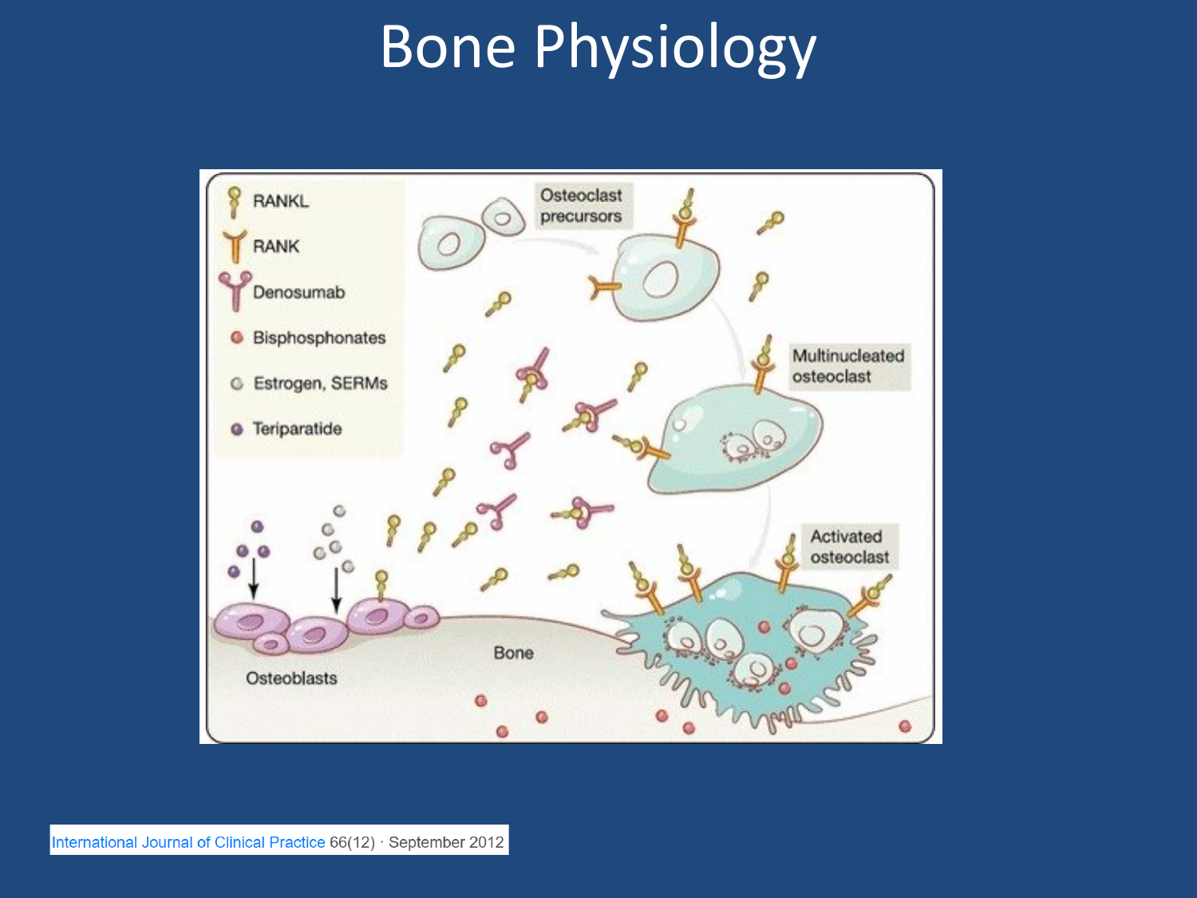# Bone Physiology

RANKL

RANK

Denosumab

Bisphosphonates

Estrogen, SERMs

Teriparatide

Osteoclast precursors

Multinucleated osteoclast

Activated osteoclast

Osteoblasts

Bone

International Journal of Clinical Practice 66(12) · September 2012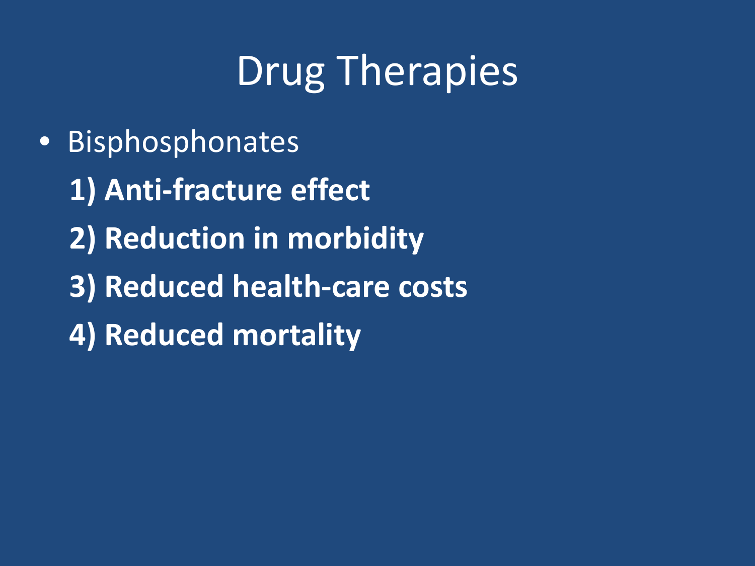# Drug Therapies

- Bisphosphonates

  **1) Anti-fracture effect**

  **2) Reduction in morbidity**

  **3) Reduced health-care costs**

  **4) Reduced mortality**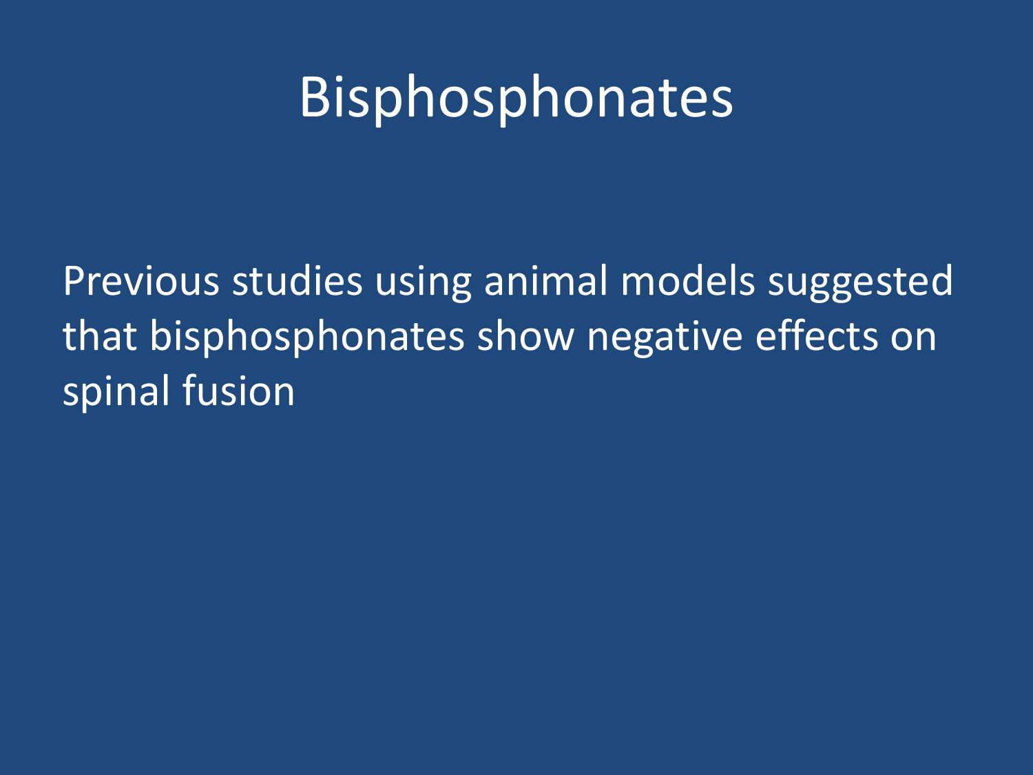# Bisphosphonates

Previous studies using animal models suggested that bisphosphonates show negative effects on spinal fusion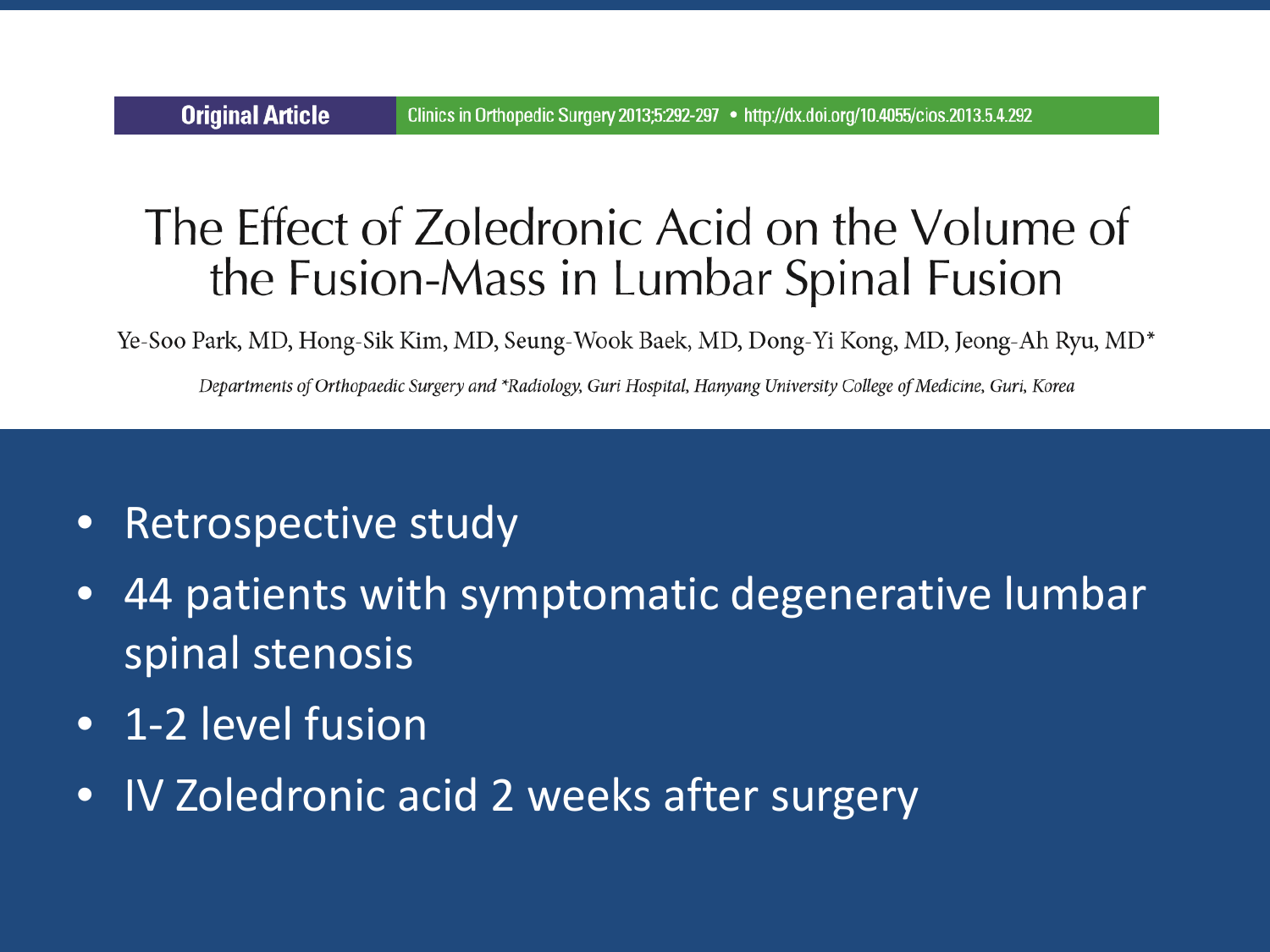**Original Article** Clinics in Orthopedic Surgery 2013;5:292-297 • http://dx.doi.org/10.4055/cios.2013.5.4.292

# The Effect of Zoledronic Acid on the Volume of the Fusion-Mass in Lumbar Spinal Fusion

Ye-Soo Park, MD, Hong-Sik Kim, MD, Seung-Wook Baek, MD, Dong-Yi Kong, MD, Jeong-Ah Ryu, MD*

*Departments of Orthopaedic Surgery and *Radiology, Guri Hospital, Hanyang University College of Medicine, Guri, Korea*

- Retrospective study
- 44 patients with symptomatic degenerative lumbar spinal stenosis
- 1-2 level fusion
- IV Zoledronic acid 2 weeks after surgery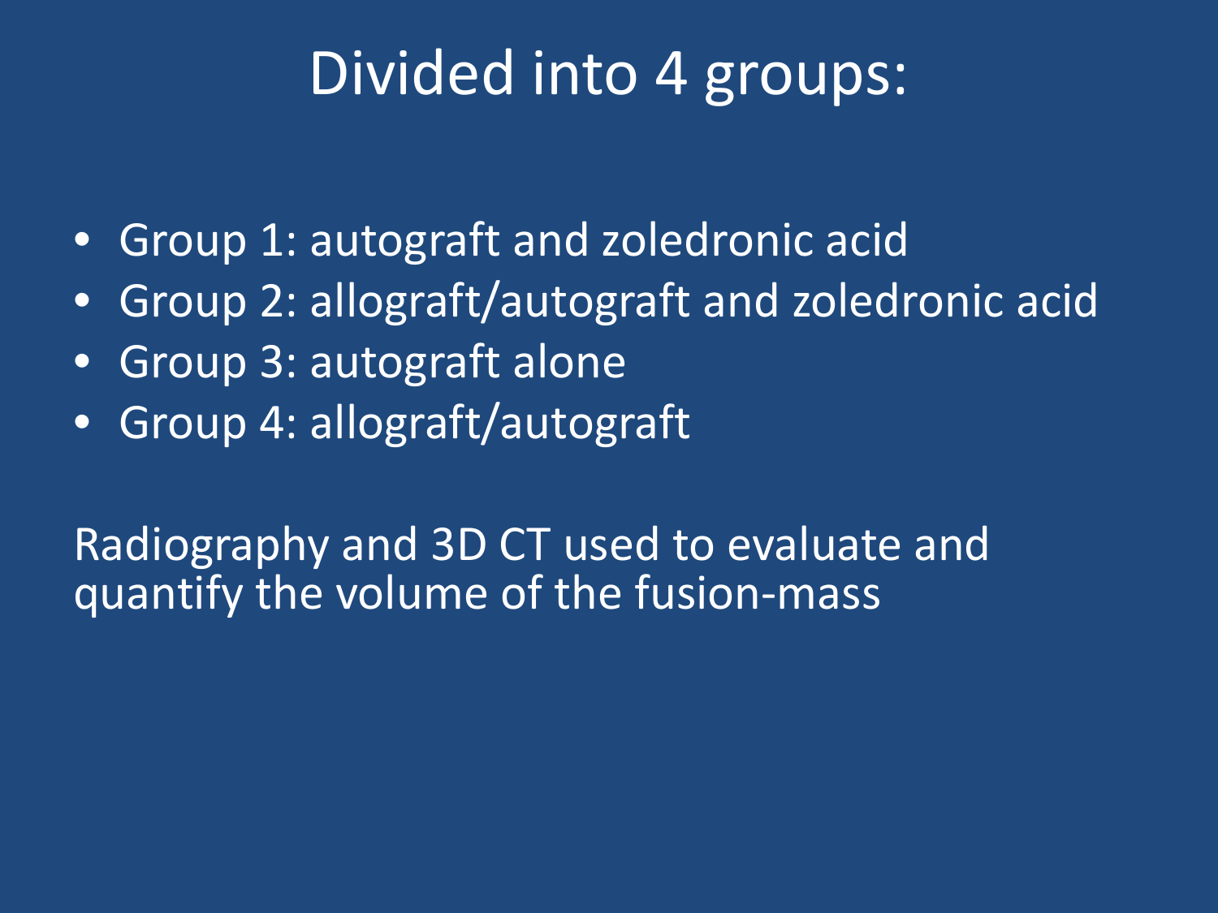# Divided into 4 groups:

- Group 1: autograft and zoledronic acid
- Group 2: allograft/autograft and zoledronic acid
- Group 3: autograft alone
- Group 4: allograft/autograft

Radiography and 3D CT used to evaluate and quantify the volume of the fusion-mass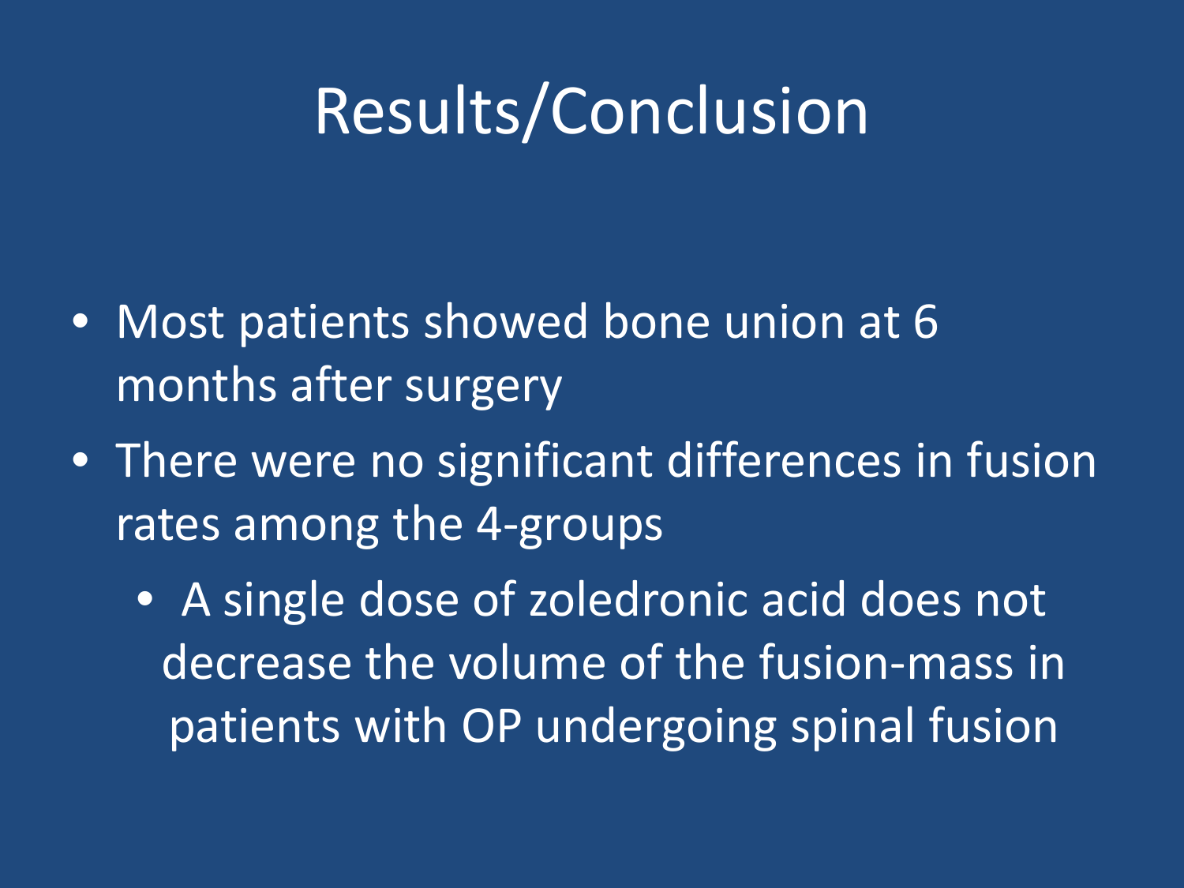# Results/Conclusion

- Most patients showed bone union at 6 months after surgery
- There were no significant differences in fusion rates among the 4-groups
  - A single dose of zoledronic acid does not decrease the volume of the fusion-mass in patients with OP undergoing spinal fusion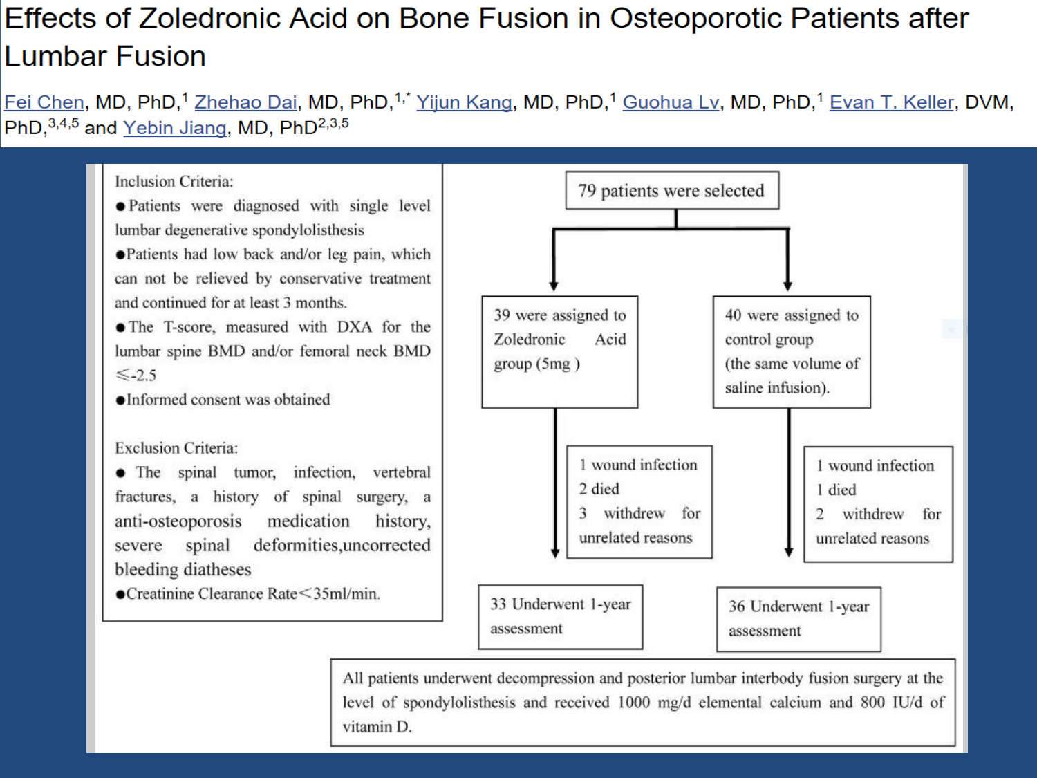# Effects of Zoledronic Acid on Bone Fusion in Osteoporotic Patients after Lumbar Fusion

Fei Chen, MD, PhD,[1] Zhehao Dai, MD, PhD,[1,*] Yijun Kang, MD, PhD,[1] Guohua Lv, MD, PhD,[1] Evan T. Keller, DVM, PhD,[3,4,5] and Yebin Jiang, MD, PhD[2,3,5]

Inclusion Criteria:

- Patients were diagnosed with single level lumbar degenerative spondylolisthesis
- Patients had low back and/or leg pain, which can not be relieved by conservative treatment and continued for at least 3 months.
- The T-score, measured with DXA for the lumbar spine BMD and/or femoral neck BMD ≤-2.5
- Informed consent was obtained

Exclusion Criteria:

- The spinal tumor, infection, vertebral fractures, a history of spinal surgery, a anti-osteoporosis medication history, severe spinal deformities,uncorrected bleeding diatheses
- Creatinine Clearance Rate<35ml/min.

79 patients were selected

39 were assigned to Zoledronic Acid group (5mg )

40 were assigned to control group (the same volume of saline infusion).

1 wound infection
2 died
3 withdrew for unrelated reasons

1 wound infection
1 died
2 withdrew for unrelated reasons

33 Underwent 1-year assessment

36 Underwent 1-year assessment

All patients underwent decompression and posterior lumbar interbody fusion surgery at the level of spondylolisthesis and received 1000 mg/d elemental calcium and 800 IU/d of vitamin D.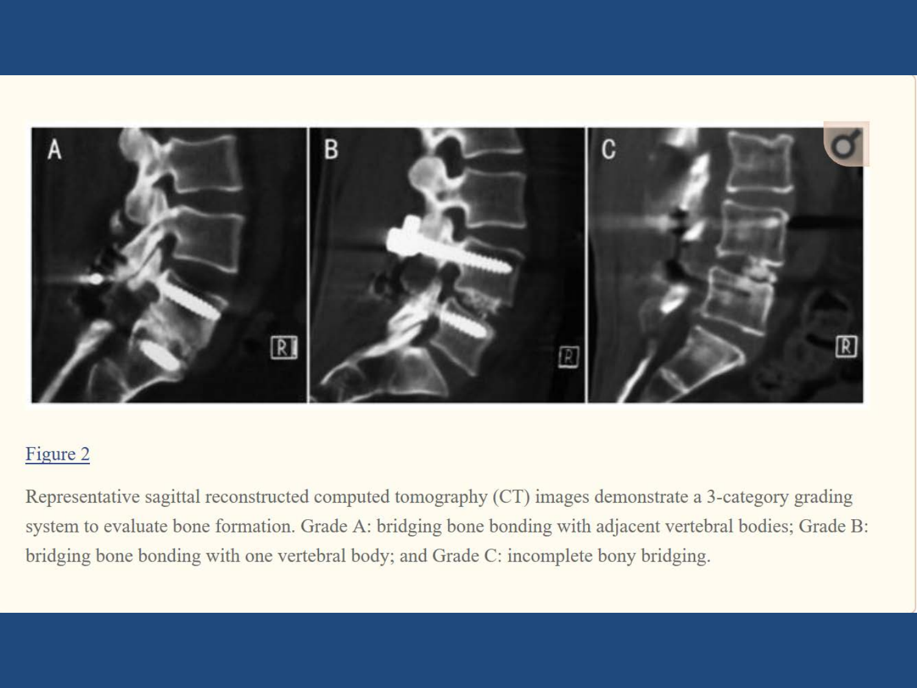Figure 2

Representative sagittal reconstructed computed tomography (CT) images demonstrate a 3-category grading system to evaluate bone formation. Grade A: bridging bone bonding with adjacent vertebral bodies; Grade B: bridging bone bonding with one vertebral body; and Grade C: incomplete bony bridging.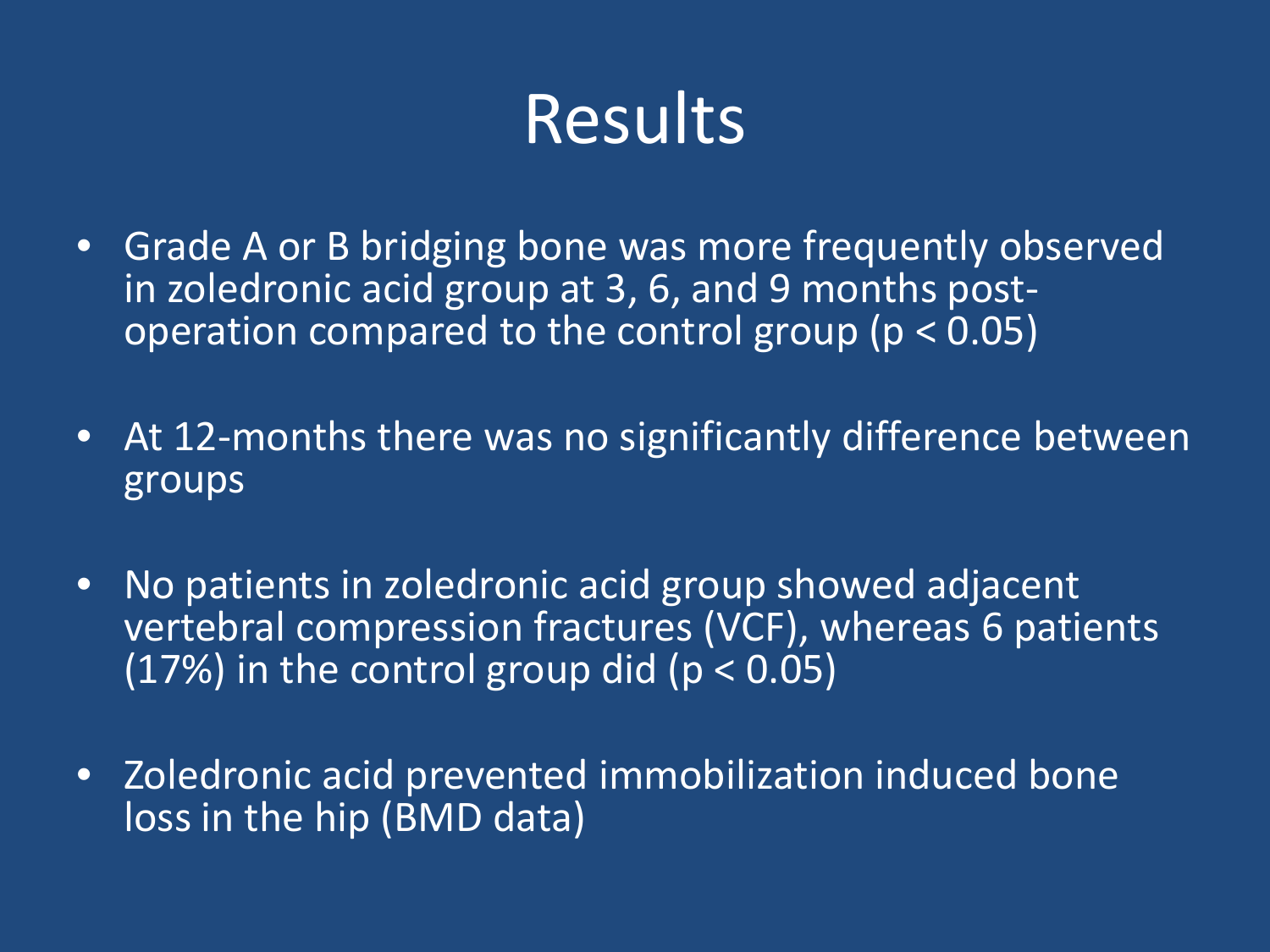# Results

- Grade A or B bridging bone was more frequently observed in zoledronic acid group at 3, 6, and 9 months post-operation compared to the control group ($p < 0.05$)
- At 12-months there was no significantly difference between groups
- No patients in zoledronic acid group showed adjacent vertebral compression fractures (VCF), whereas 6 patients (17%) in the control group did ($p < 0.05$)
- Zoledronic acid prevented immobilization induced bone loss in the hip (BMD data)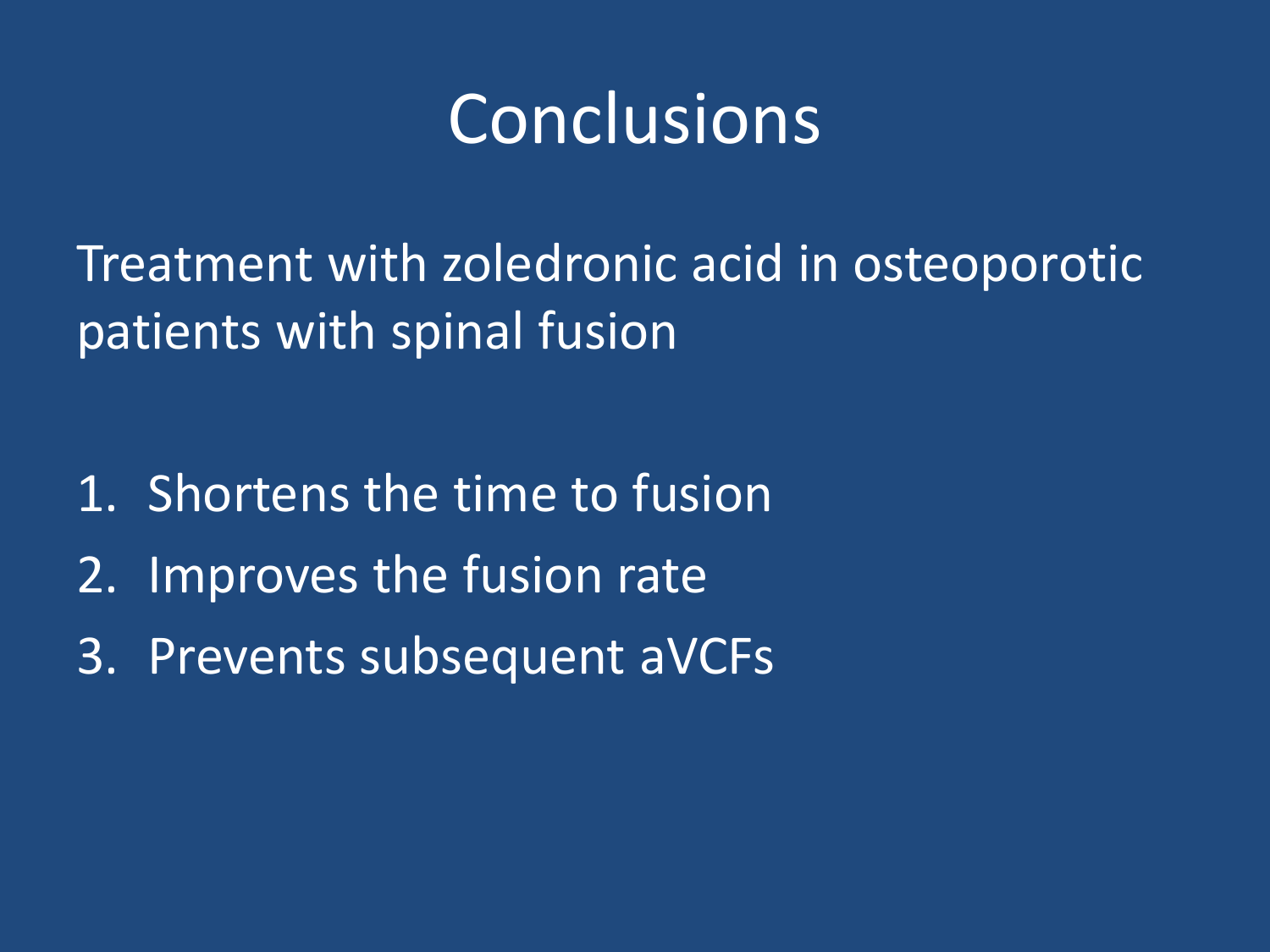# Conclusions

Treatment with zoledronic acid in osteoporotic patients with spinal fusion

1. Shortens the time to fusion
2. Improves the fusion rate
3. Prevents subsequent aVCFs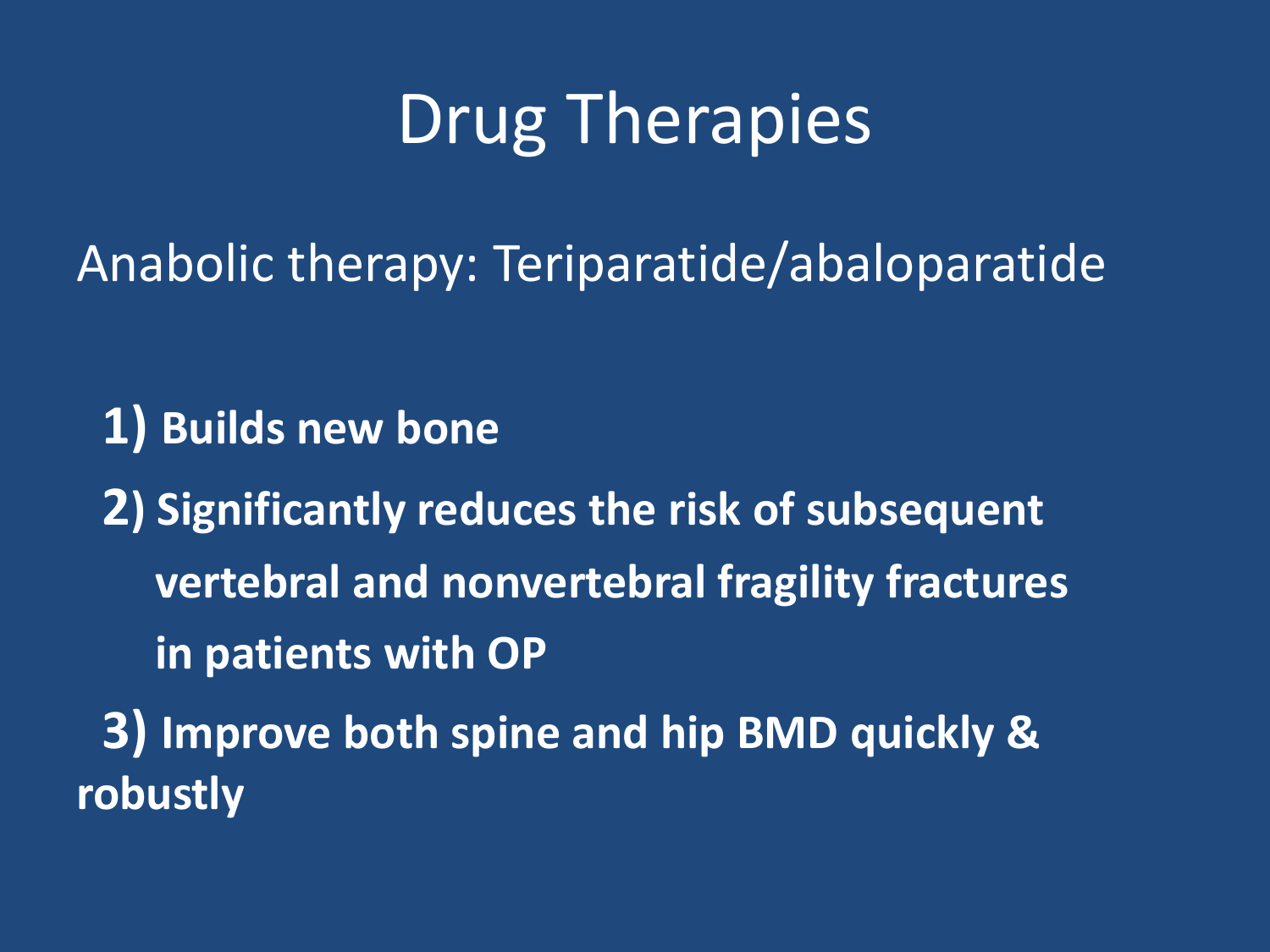# Drug Therapies

Anabolic therapy: Teriparatide/abaloparatide

1) **Builds new bone**
2) **Significantly reduces the risk of subsequent vertebral and nonvertebral fragility fractures in patients with OP**
3) **Improve both spine and hip BMD quickly & robustly**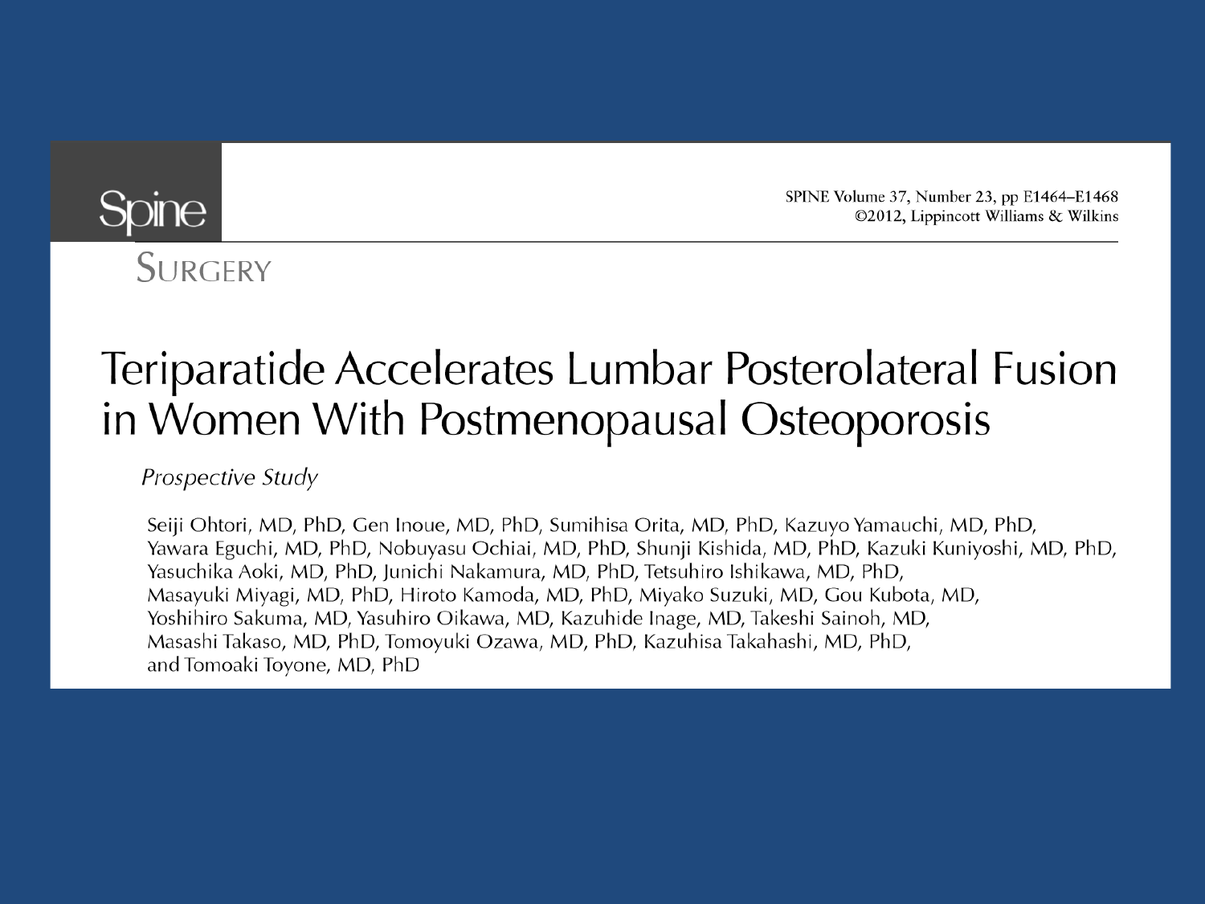Spine

SURGERY

SPINE Volume 37, Number 23, pp E1464–E1468
©2012, Lippincott Williams & Wilkins

# Teriparatide Accelerates Lumbar Posterolateral Fusion in Women With Postmenopausal Osteoporosis

*Prospective Study*

Seiji Ohtori, MD, PhD, Gen Inoue, MD, PhD, Sumihisa Orita, MD, PhD, Kazuyo Yamauchi, MD, PhD, Yawara Eguchi, MD, PhD, Nobuyasu Ochiai, MD, PhD, Shunji Kishida, MD, PhD, Kazuki Kuniyoshi, MD, PhD, Yasuchika Aoki, MD, PhD, Junichi Nakamura, MD, PhD, Tetsuhiro Ishikawa, MD, PhD, Masayuki Miyagi, MD, PhD, Hiroto Kamoda, MD, PhD, Miyako Suzuki, MD, Gou Kubota, MD, Yoshihiro Sakuma, MD, Yasuhiro Oikawa, MD, Kazuhide Inage, MD, Takeshi Sainoh, MD, Masashi Takaso, MD, PhD, Tomoyuki Ozawa, MD, PhD, Kazuhisa Takahashi, MD, PhD, and Tomoaki Toyone, MD, PhD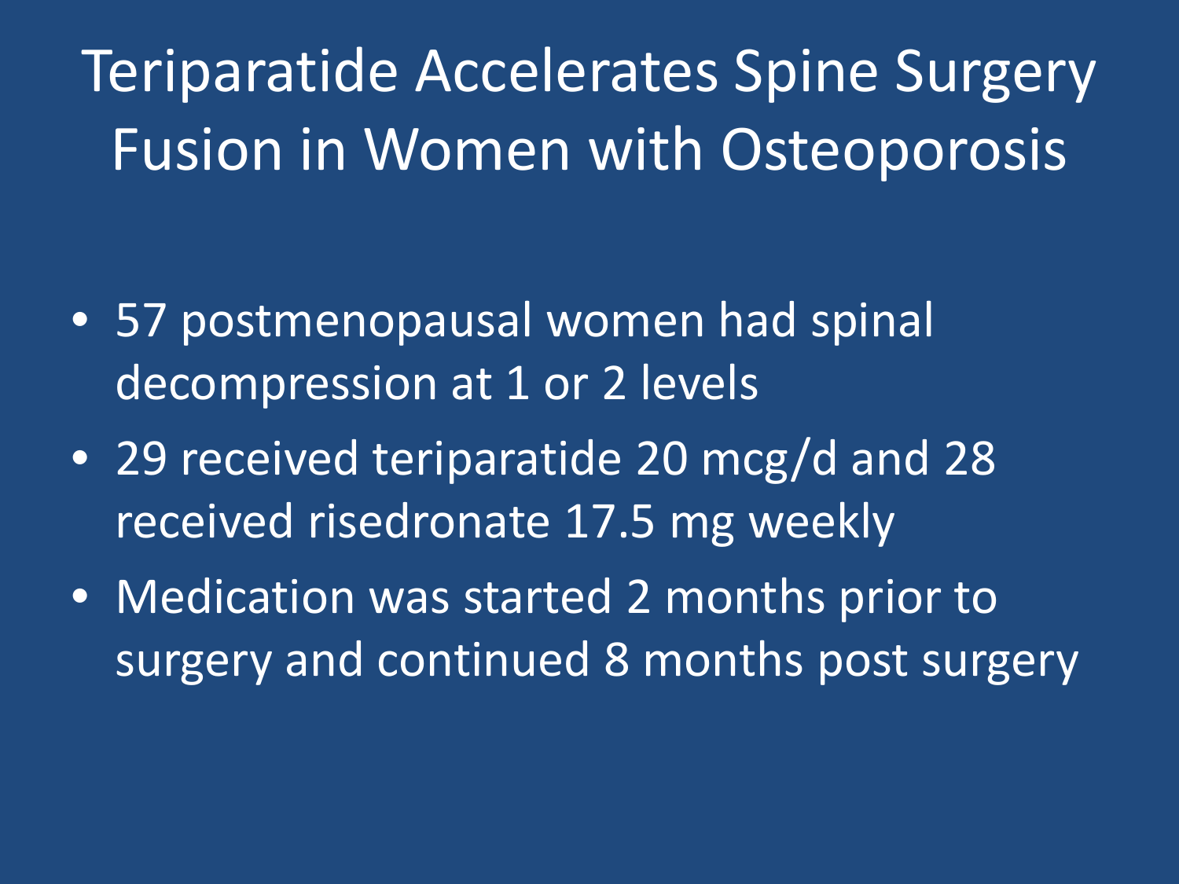# Teriparatide Accelerates Spine Surgery Fusion in Women with Osteoporosis

- 57 postmenopausal women had spinal decompression at 1 or 2 levels
- 29 received teriparatide 20 mcg/d and 28 received risedronate 17.5 mg weekly
- Medication was started 2 months prior to surgery and continued 8 months post surgery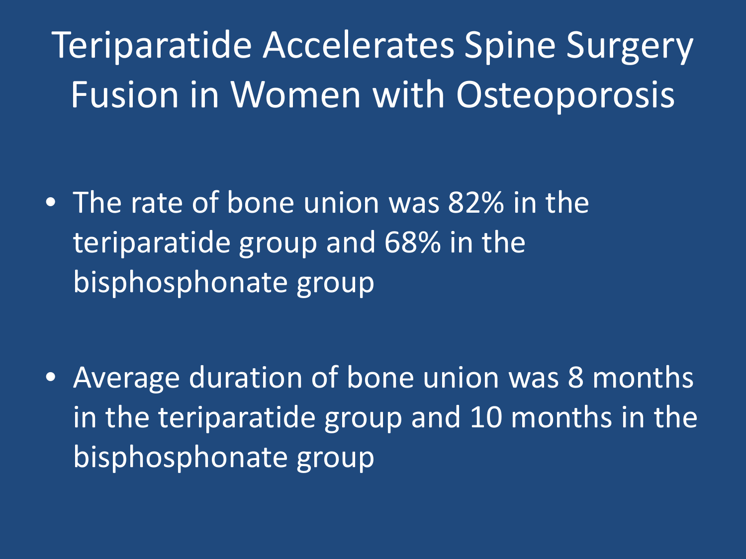# Teriparatide Accelerates Spine Surgery Fusion in Women with Osteoporosis

- The rate of bone union was 82% in the teriparatide group and 68% in the bisphosphonate group

- Average duration of bone union was 8 months in the teriparatide group and 10 months in the bisphosphonate group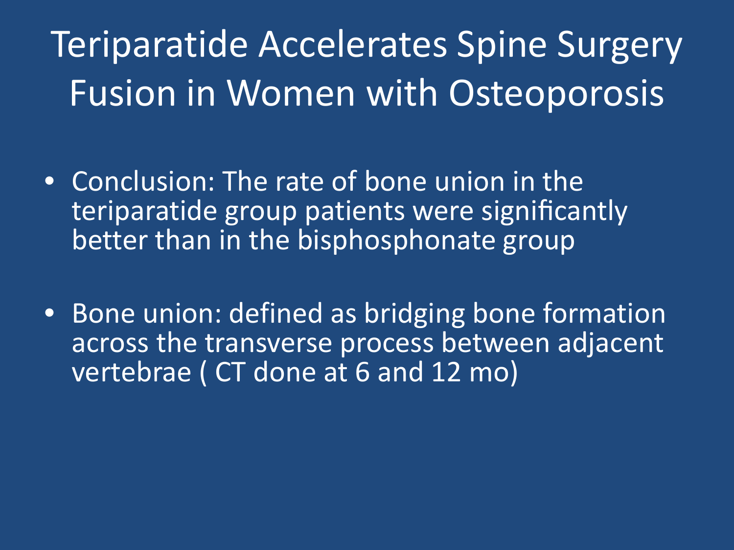# Teriparatide Accelerates Spine Surgery Fusion in Women with Osteoporosis

- Conclusion: The rate of bone union in the teriparatide group patients were significantly better than in the bisphosphonate group
- Bone union: defined as bridging bone formation across the transverse process between adjacent vertebrae ( CT done at 6 and 12 mo)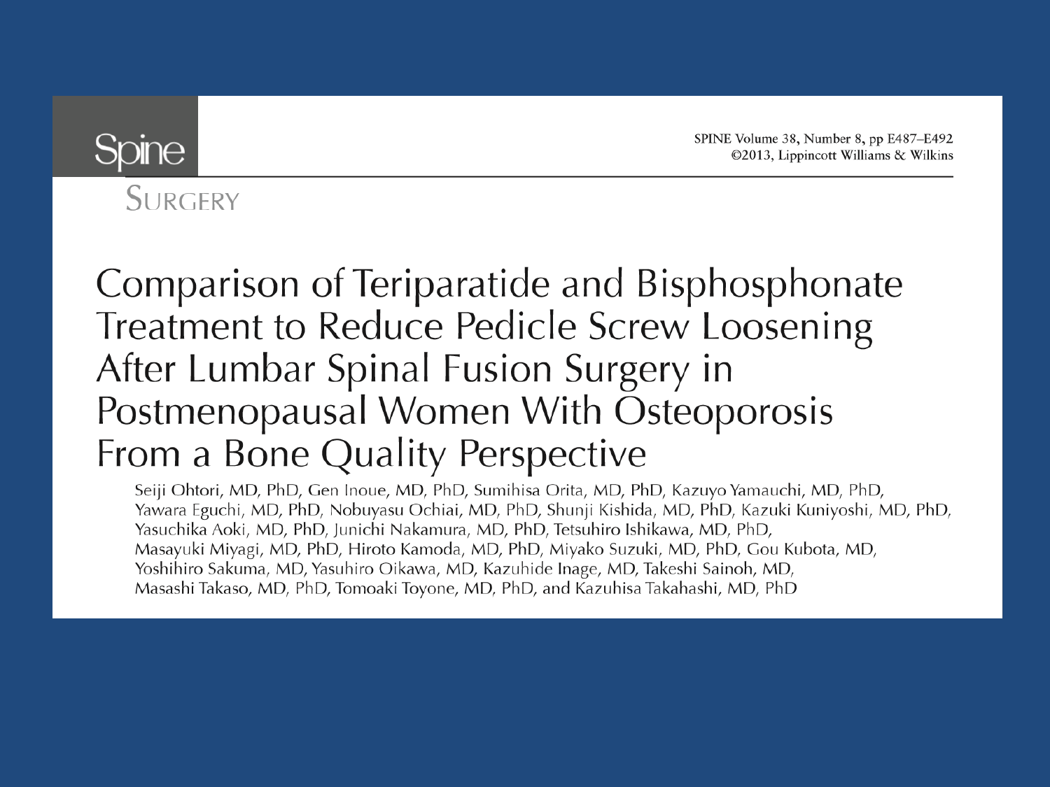Spine

SURGERY

SPINE Volume 38, Number 8, pp E487–E492
©2013, Lippincott Williams & Wilkins

# Comparison of Teriparatide and Bisphosphonate Treatment to Reduce Pedicle Screw Loosening After Lumbar Spinal Fusion Surgery in Postmenopausal Women With Osteoporosis From a Bone Quality Perspective

Seiji Ohtori, MD, PhD, Gen Inoue, MD, PhD, Sumihisa Orita, MD, PhD, Kazuyo Yamauchi, MD, PhD, Yawara Eguchi, MD, PhD, Nobuyasu Ochiai, MD, PhD, Shunji Kishida, MD, PhD, Kazuki Kuniyoshi, MD, PhD, Yasuchika Aoki, MD, PhD, Junichi Nakamura, MD, PhD, Tetsuhiro Ishikawa, MD, PhD, Masayuki Miyagi, MD, PhD, Hiroto Kamoda, MD, PhD, Miyako Suzuki, MD, PhD, Gou Kubota, MD, Yoshihiro Sakuma, MD, Yasuhiro Oikawa, MD, Kazuhide Inage, MD, Takeshi Sainoh, MD, Masashi Takaso, MD, PhD, Tomoaki Toyone, MD, PhD, and Kazuhisa Takahashi, MD, PhD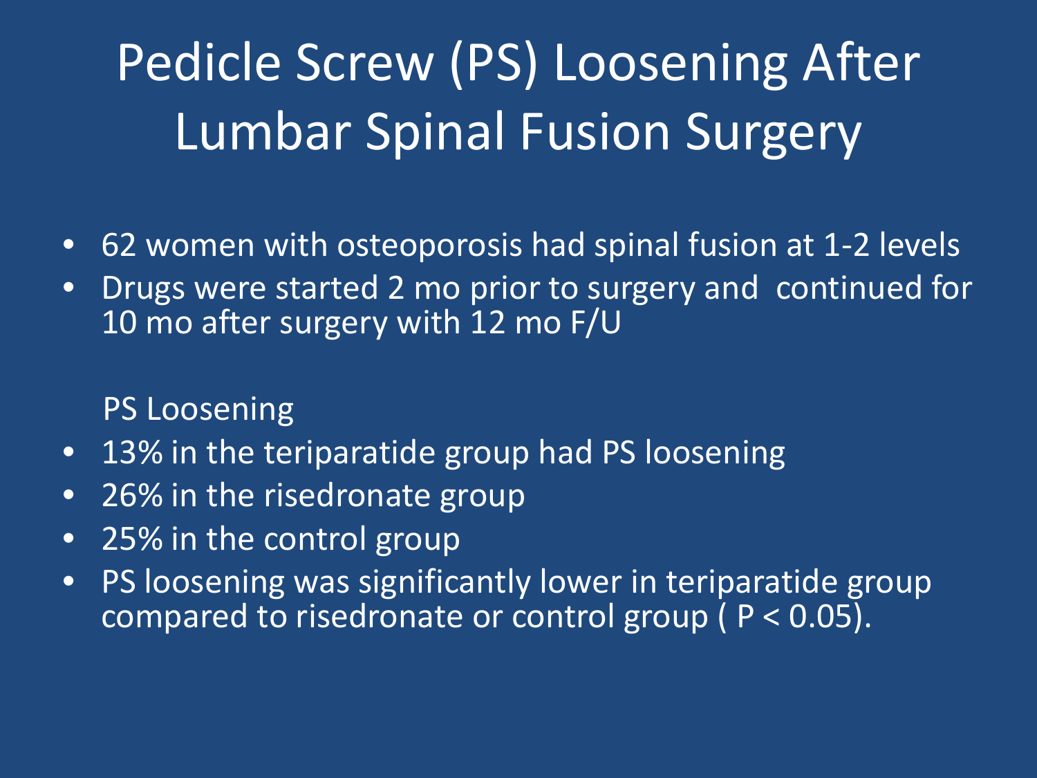# Pedicle Screw (PS) Loosening After Lumbar Spinal Fusion Surgery

- 62 women with osteoporosis had spinal fusion at 1-2 levels
- Drugs were started 2 mo prior to surgery and continued for 10 mo after surgery with 12 mo F/U

PS Loosening

- 13% in the teriparatide group had PS loosening
- 26% in the risedronate group
- 25% in the control group
- PS loosening was significantly lower in teriparatide group compared to risedronate or control group ( $P < 0.05$).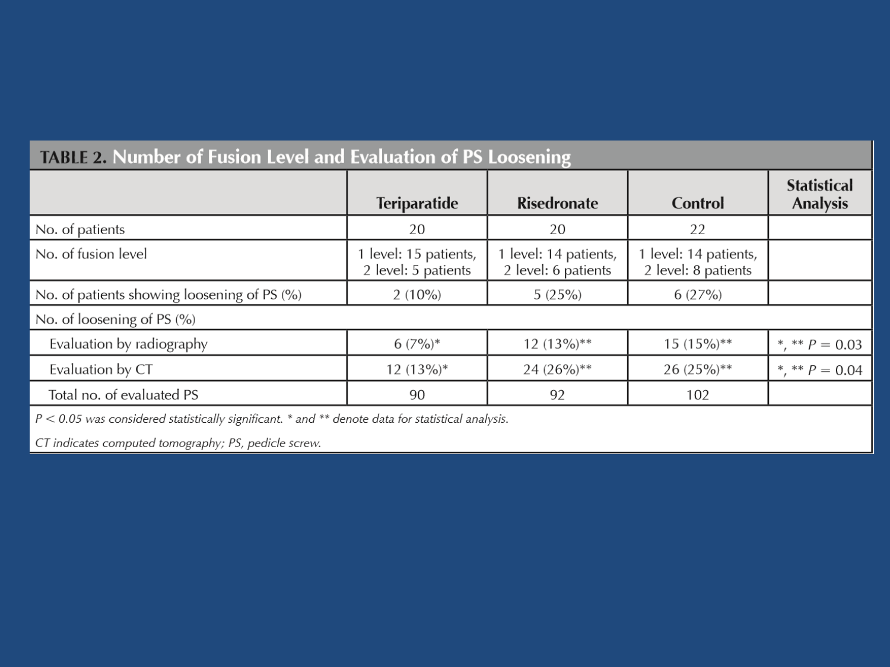**TABLE 2. Number of Fusion Level and Evaluation of PS Loosening**

| | Teriparatide | Risedronate | Control | Statistical Analysis |
|---|---|---|---|---|
| No. of patients | 20 | 20 | 22 | |
| No. of fusion level | 1 level: 15 patients, 2 level: 5 patients | 1 level: 14 patients, 2 level: 6 patients | 1 level: 14 patients, 2 level: 8 patients | |
| No. of patients showing loosening of PS (%) | 2 (10%) | 5 (25%) | 6 (27%) | |
| No. of loosening of PS (%) | | | | |
| Evaluation by radiography | 6 (7%)* | 12 (13%)** | 15 (15%)** | *, ** $P = 0.03$ |
| Evaluation by CT | 12 (13%)* | 24 (26%)** | 26 (25%)** | *, ** $P = 0.04$ |
| Total no. of evaluated PS | 90 | 92 | 102 | |

*$P < 0.05$ was considered statistically significant. * and ** denote data for statistical analysis.*

*CT indicates computed tomography; PS, pedicle screw.*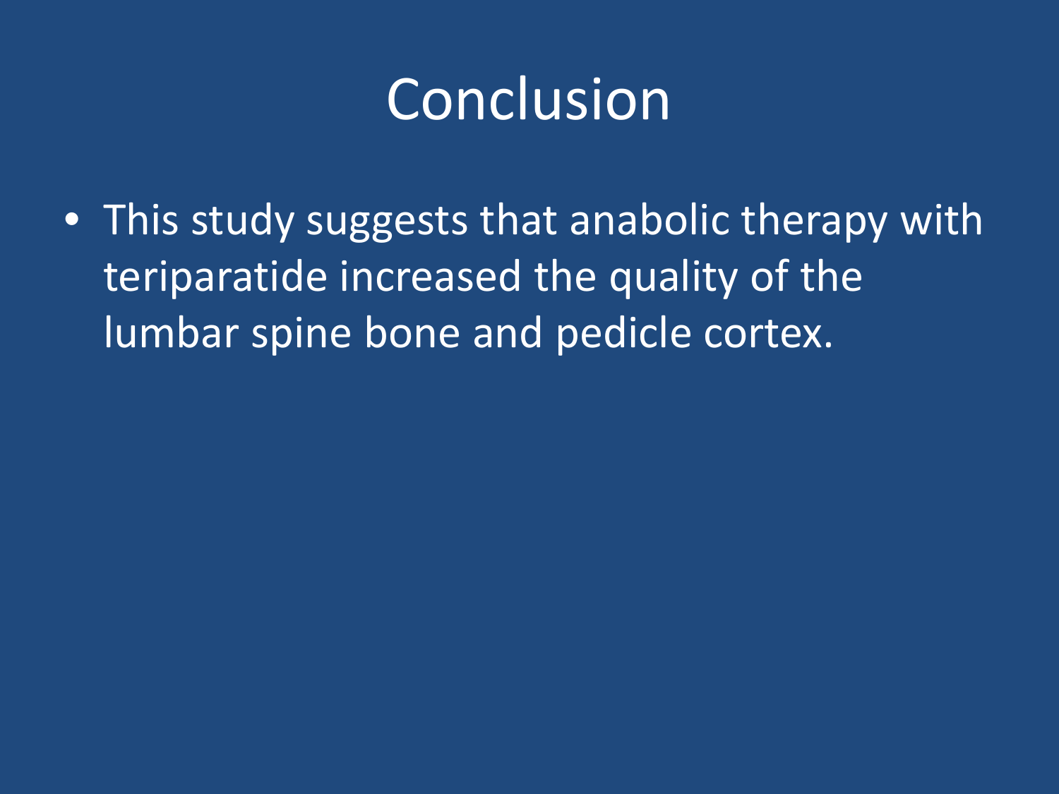# Conclusion

- This study suggests that anabolic therapy with teriparatide increased the quality of the lumbar spine bone and pedicle cortex.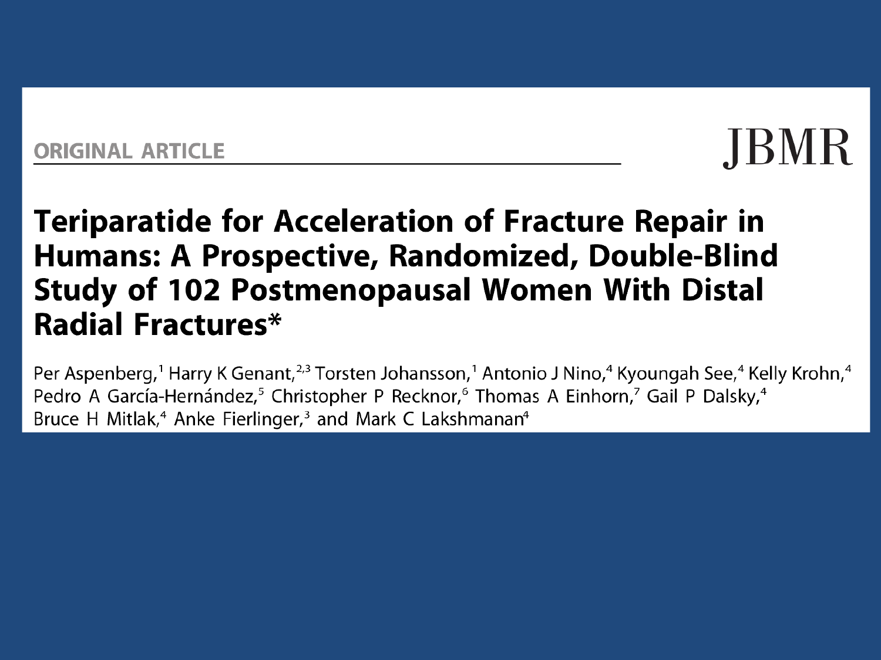ORIGINAL ARTICLE

JBMR

# Teriparatide for Acceleration of Fracture Repair in Humans: A Prospective, Randomized, Double-Blind Study of 102 Postmenopausal Women With Distal Radial Fractures*

Per Aspenberg,[1] Harry K Genant,[2,3] Torsten Johansson,[1] Antonio J Nino,[4] Kyoungah See,[4] Kelly Krohn,[4] Pedro A García-Hernández,[5] Christopher P Recknor,[6] Thomas A Einhorn,[7] Gail P Dalsky,[4] Bruce H Mitlak,[4] Anke Fierlinger,[3] and Mark C Lakshmanan[4]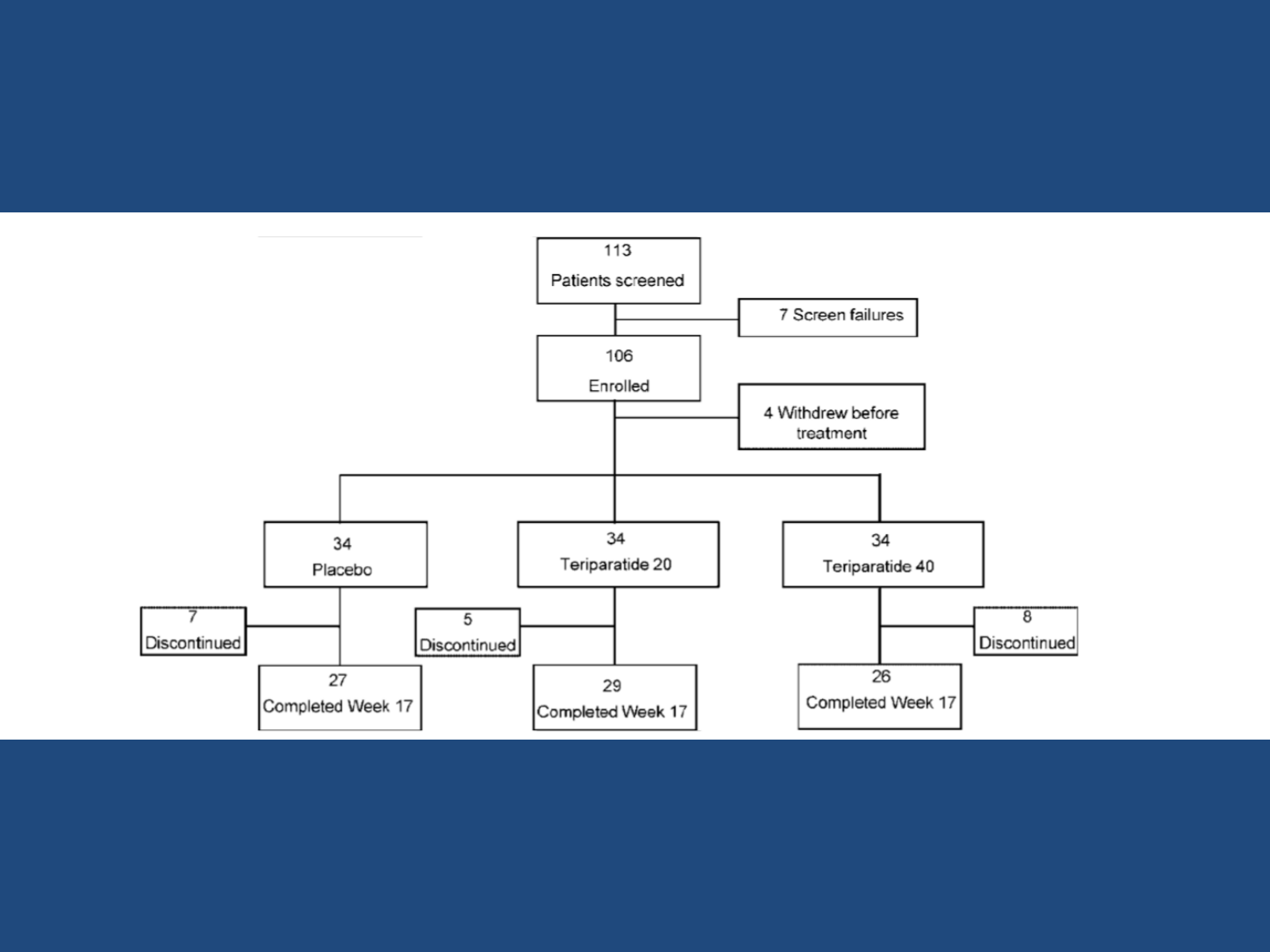113 Patients screened

7 Screen failures

106 Enrolled

4 Withdrew before treatment

| 34 Placebo | 34 Teriparatide 20 | 34 Teriparatide 40 |
| --- | --- | --- |
| 7 Discontinued | 5 Discontinued | 8 Discontinued |
| 27 Completed Week 17 | 29 Completed Week 17 | 26 Completed Week 17 |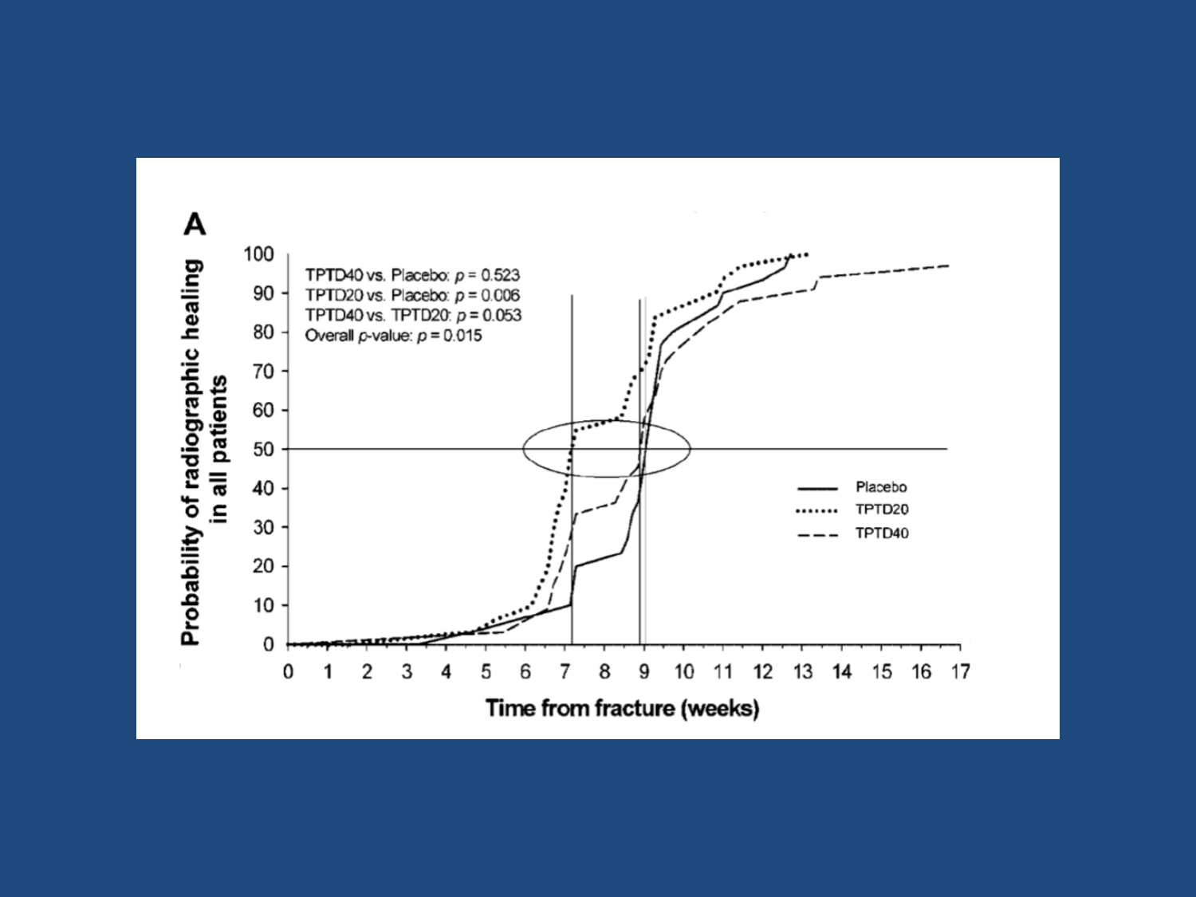A

TPTD40 vs. Placebo: $p = 0.523$

TPTD20 vs. Placebo: $p = 0.006$

TPTD40 vs. TPTD20: $p = 0.053$

Overall $p$-value: $p = 0.015$

Probability of radiographic healing in all patients

Time from fracture (weeks)

Placebo

TPTD20

TPTD40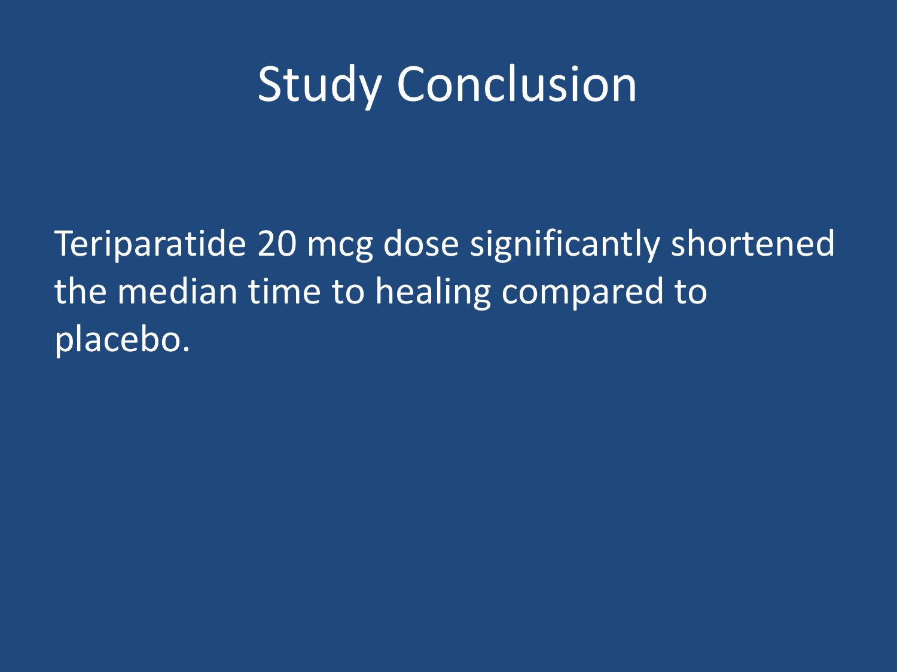# Study Conclusion

Teriparatide 20 mcg dose significantly shortened the median time to healing compared to placebo.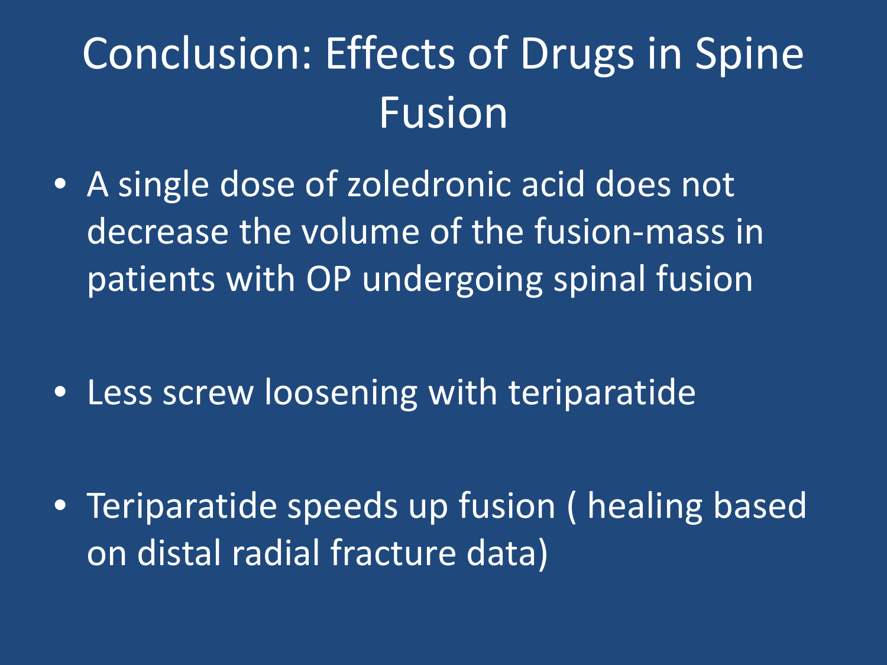# Conclusion: Effects of Drugs in Spine Fusion

- A single dose of zoledronic acid does not decrease the volume of the fusion-mass in patients with OP undergoing spinal fusion
- Less screw loosening with teriparatide
- Teriparatide speeds up fusion ( healing based on distal radial fracture data)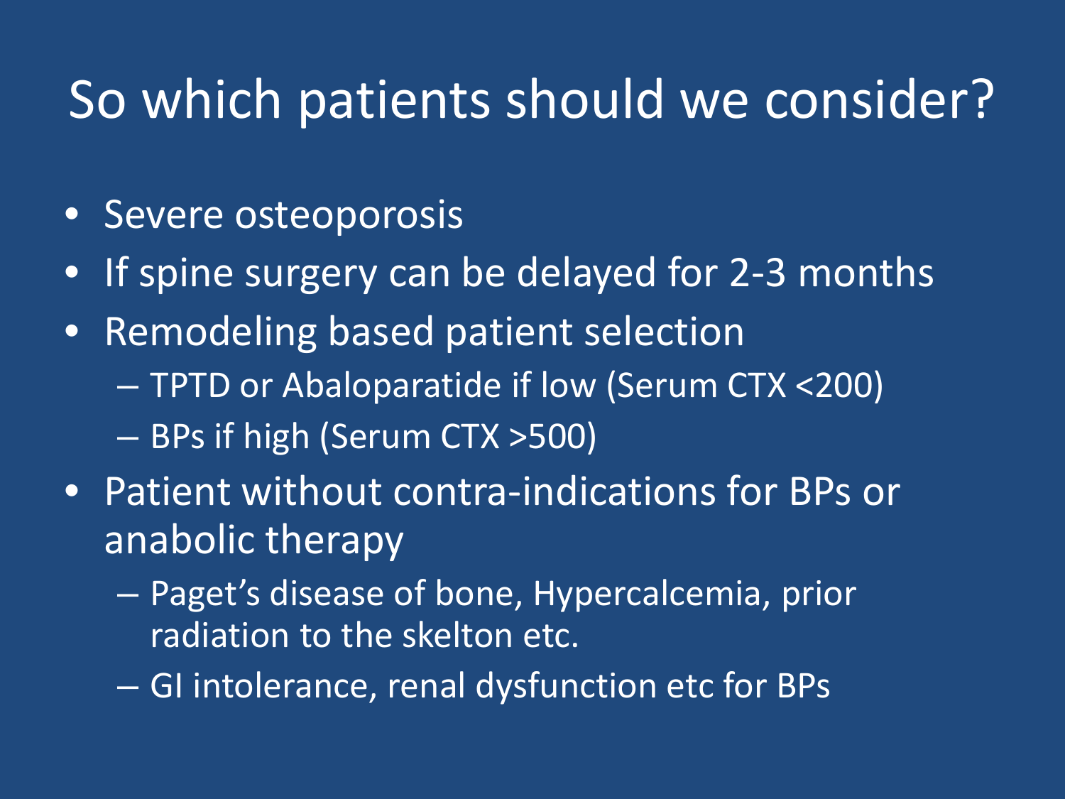# So which patients should we consider?

- Severe osteoporosis
- If spine surgery can be delayed for 2-3 months
- Remodeling based patient selection
  - TPTD or Abaloparatide if low (Serum CTX <200)
  - BPs if high (Serum CTX >500)
- Patient without contra-indications for BPs or anabolic therapy
  - Paget's disease of bone, Hypercalcemia, prior radiation to the skelton etc.
  - GI intolerance, renal dysfunction etc for BPs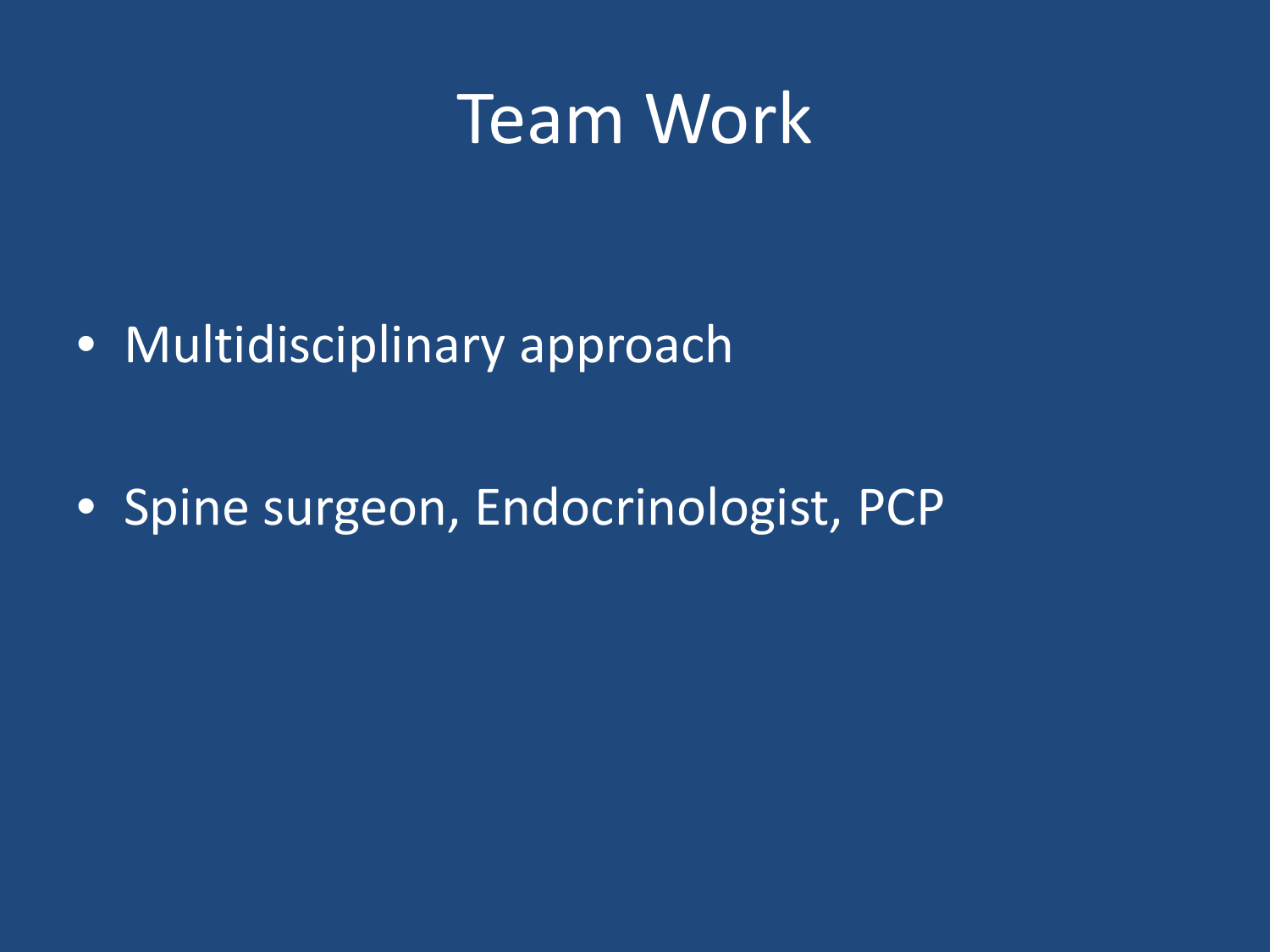# Team Work

- Multidisciplinary approach
- Spine surgeon, Endocrinologist, PCP